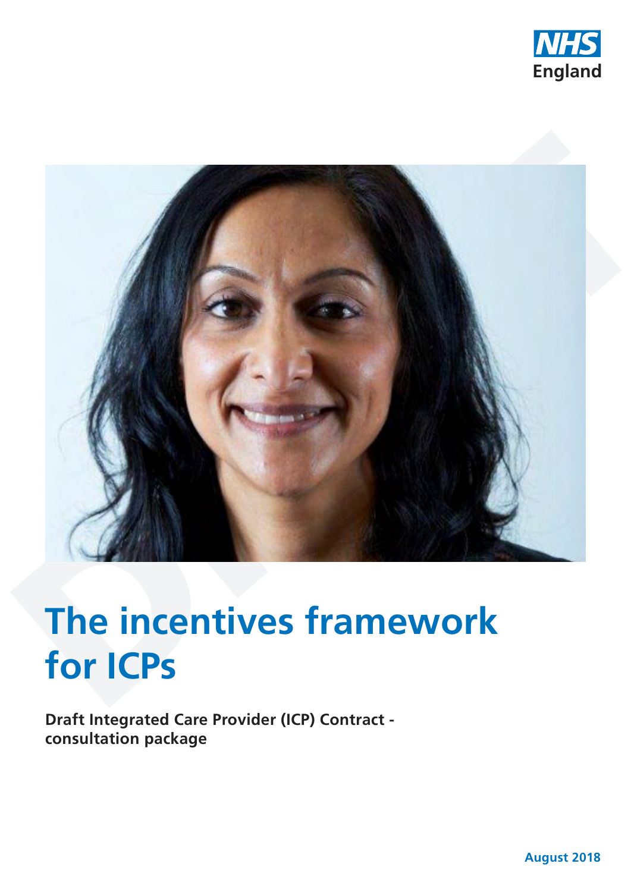NHS England

# The incentives framework for ICPs

**Draft Integrated Care Provider (ICP) Contract - consultation package**

August 2018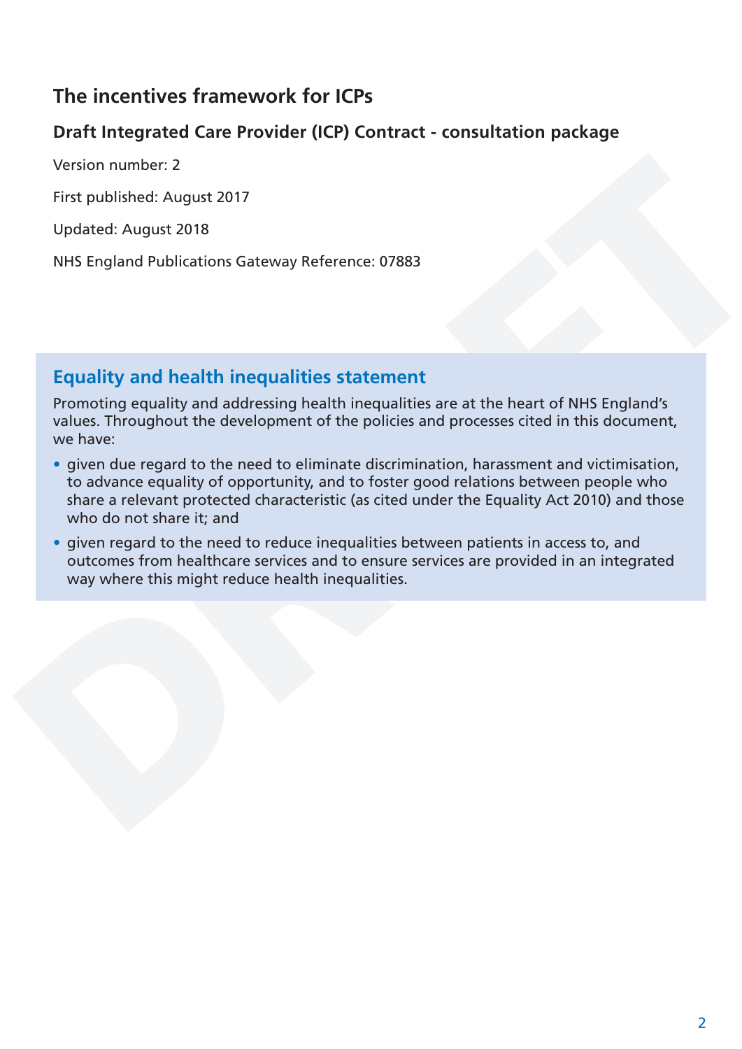# The incentives framework for ICPs

## Draft Integrated Care Provider (ICP) Contract - consultation package

Version number: 2

First published: August 2017

Updated: August 2018

NHS England Publications Gateway Reference: 07883

### Equality and health inequalities statement

Promoting equality and addressing health inequalities are at the heart of NHS England's values. Throughout the development of the policies and processes cited in this document, we have:

- given due regard to the need to eliminate discrimination, harassment and victimisation, to advance equality of opportunity, and to foster good relations between people who share a relevant protected characteristic (as cited under the Equality Act 2010) and those who do not share it; and
- given regard to the need to reduce inequalities between patients in access to, and outcomes from healthcare services and to ensure services are provided in an integrated way where this might reduce health inequalities.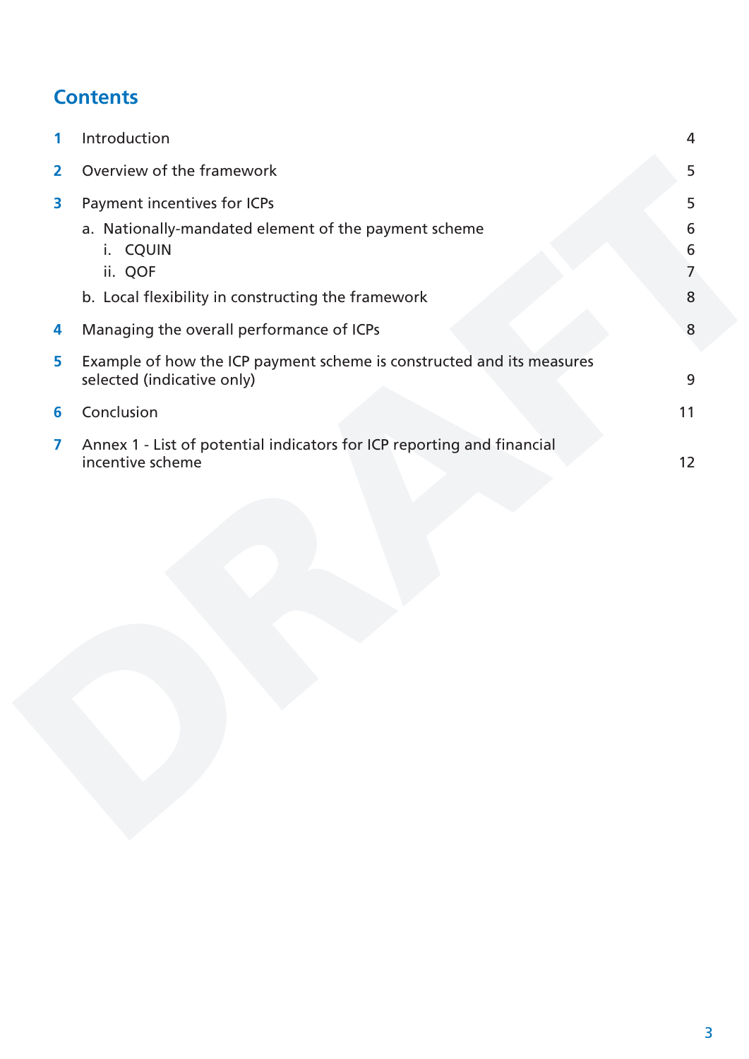## Contents

| | | |
|---|---|---|
| 1 | Introduction | 4 |
| 2 | Overview of the framework | 5 |
| 3 | Payment incentives for ICPs | 5 |
| | a. Nationally-mandated element of the payment scheme | 6 |
| | i. CQUIN | 6 |
| | ii. QOF | 7 |
| | b. Local flexibility in constructing the framework | 8 |
| 4 | Managing the overall performance of ICPs | 8 |
| 5 | Example of how the ICP payment scheme is constructed and its measures selected (indicative only) | 9 |
| 6 | Conclusion | 11 |
| 7 | Annex 1 - List of potential indicators for ICP reporting and financial incentive scheme | 12 |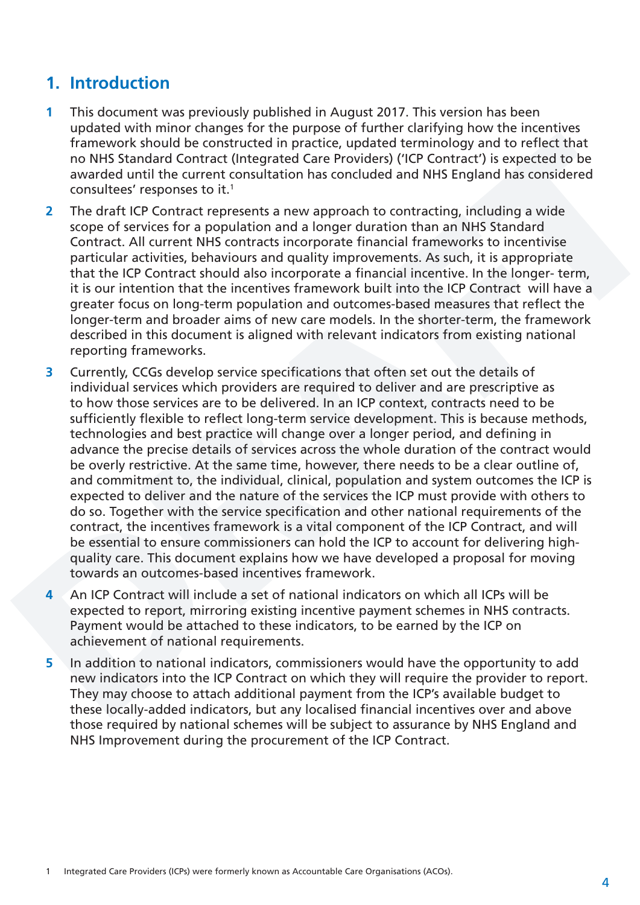## 1. Introduction

1 This document was previously published in August 2017. This version has been updated with minor changes for the purpose of further clarifying how the incentives framework should be constructed in practice, updated terminology and to reflect that no NHS Standard Contract (Integrated Care Providers) ('ICP Contract') is expected to be awarded until the current consultation has concluded and NHS England has considered consultees' responses to it.[1]

2 The draft ICP Contract represents a new approach to contracting, including a wide scope of services for a population and a longer duration than an NHS Standard Contract. All current NHS contracts incorporate financial frameworks to incentivise particular activities, behaviours and quality improvements. As such, it is appropriate that the ICP Contract should also incorporate a financial incentive. In the longer- term, it is our intention that the incentives framework built into the ICP Contract will have a greater focus on long-term population and outcomes-based measures that reflect the longer-term and broader aims of new care models. In the shorter-term, the framework described in this document is aligned with relevant indicators from existing national reporting frameworks.

3 Currently, CCGs develop service specifications that often set out the details of individual services which providers are required to deliver and are prescriptive as to how those services are to be delivered. In an ICP context, contracts need to be sufficiently flexible to reflect long-term service development. This is because methods, technologies and best practice will change over a longer period, and defining in advance the precise details of services across the whole duration of the contract would be overly restrictive. At the same time, however, there needs to be a clear outline of, and commitment to, the individual, clinical, population and system outcomes the ICP is expected to deliver and the nature of the services the ICP must provide with others to do so. Together with the service specification and other national requirements of the contract, the incentives framework is a vital component of the ICP Contract, and will be essential to ensure commissioners can hold the ICP to account for delivering high-quality care. This document explains how we have developed a proposal for moving towards an outcomes-based incentives framework.

4 An ICP Contract will include a set of national indicators on which all ICPs will be expected to report, mirroring existing incentive payment schemes in NHS contracts. Payment would be attached to these indicators, to be earned by the ICP on achievement of national requirements.

5 In addition to national indicators, commissioners would have the opportunity to add new indicators into the ICP Contract on which they will require the provider to report. They may choose to attach additional payment from the ICP's available budget to these locally-added indicators, but any localised financial incentives over and above those required by national schemes will be subject to assurance by NHS England and NHS Improvement during the procurement of the ICP Contract.

---

[1] Integrated Care Providers (ICPs) were formerly known as Accountable Care Organisations (ACOs).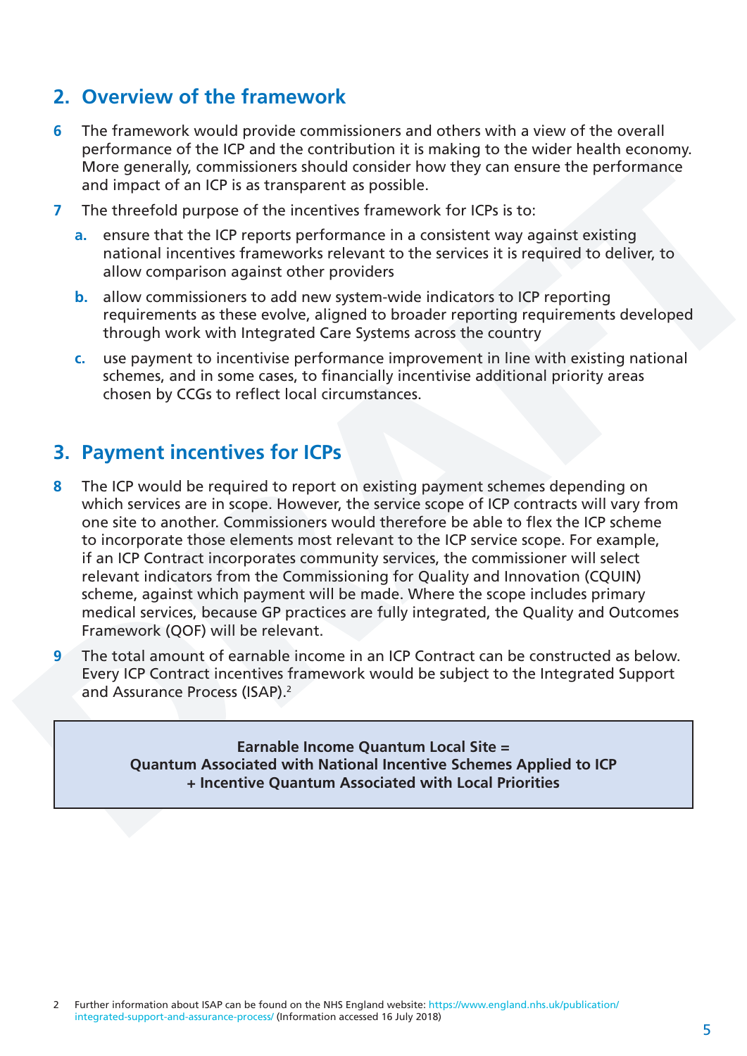## 2. Overview of the framework

6 The framework would provide commissioners and others with a view of the overall performance of the ICP and the contribution it is making to the wider health economy. More generally, commissioners should consider how they can ensure the performance and impact of an ICP is as transparent as possible.

7 The threefold purpose of the incentives framework for ICPs is to:

   a. ensure that the ICP reports performance in a consistent way against existing national incentives frameworks relevant to the services it is required to deliver, to allow comparison against other providers

   b. allow commissioners to add new system-wide indicators to ICP reporting requirements as these evolve, aligned to broader reporting requirements developed through work with Integrated Care Systems across the country

   c. use payment to incentivise performance improvement in line with existing national schemes, and in some cases, to financially incentivise additional priority areas chosen by CCGs to reflect local circumstances.

## 3. Payment incentives for ICPs

8 The ICP would be required to report on existing payment schemes depending on which services are in scope. However, the service scope of ICP contracts will vary from one site to another. Commissioners would therefore be able to flex the ICP scheme to incorporate those elements most relevant to the ICP service scope. For example, if an ICP Contract incorporates community services, the commissioner will select relevant indicators from the Commissioning for Quality and Innovation (CQUIN) scheme, against which payment will be made. Where the scope includes primary medical services, because GP practices are fully integrated, the Quality and Outcomes Framework (QOF) will be relevant.

9 The total amount of earnable income in an ICP Contract can be constructed as below. Every ICP Contract incentives framework would be subject to the Integrated Support and Assurance Process (ISAP).[2]

> **Earnable Income Quantum Local Site =**
> **Quantum Associated with National Incentive Schemes Applied to ICP**
> **+ Incentive Quantum Associated with Local Priorities**

2 Further information about ISAP can be found on the NHS England website: https://www.england.nhs.uk/publication/integrated-support-and-assurance-process/ (Information accessed 16 July 2018)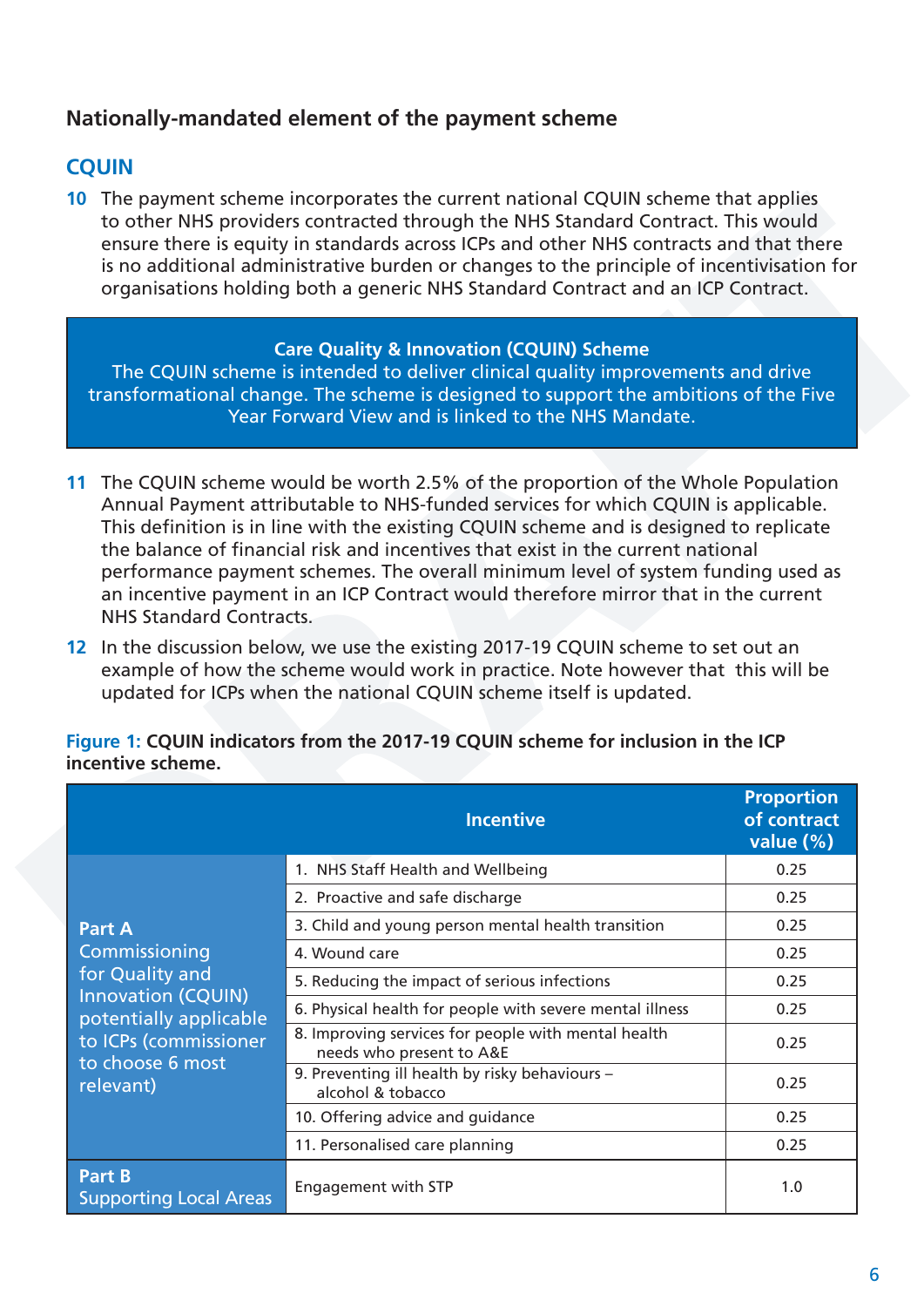## Nationally-mandated element of the payment scheme

### CQUIN

**10** The payment scheme incorporates the current national CQUIN scheme that applies to other NHS providers contracted through the NHS Standard Contract. This would ensure there is equity in standards across ICPs and other NHS contracts and that there is no additional administrative burden or changes to the principle of incentivisation for organisations holding both a generic NHS Standard Contract and an ICP Contract.

> **Care Quality & Innovation (CQUIN) Scheme**
> The CQUIN scheme is intended to deliver clinical quality improvements and drive transformational change. The scheme is designed to support the ambitions of the Five Year Forward View and is linked to the NHS Mandate.

**11** The CQUIN scheme would be worth 2.5% of the proportion of the Whole Population Annual Payment attributable to NHS-funded services for which CQUIN is applicable. This definition is in line with the existing CQUIN scheme and is designed to replicate the balance of financial risk and incentives that exist in the current national performance payment schemes. The overall minimum level of system funding used as an incentive payment in an ICP Contract would therefore mirror that in the current NHS Standard Contracts.

**12** In the discussion below, we use the existing 2017-19 CQUIN scheme to set out an example of how the scheme would work in practice. Note however that this will be updated for ICPs when the national CQUIN scheme itself is updated.

**Figure 1:** **CQUIN indicators from the 2017-19 CQUIN scheme for inclusion in the ICP incentive scheme.**

| | Incentive | Proportion of contract value (%) |
|---|---|---|
| **Part A** Commissioning for Quality and Innovation (CQUIN) potentially applicable to ICPs (commissioner to choose 6 most relevant) | 1. NHS Staff Health and Wellbeing | 0.25 |
| | 2. Proactive and safe discharge | 0.25 |
| | 3. Child and young person mental health transition | 0.25 |
| | 4. Wound care | 0.25 |
| | 5. Reducing the impact of serious infections | 0.25 |
| | 6. Physical health for people with severe mental illness | 0.25 |
| | 8. Improving services for people with mental health needs who present to A&E | 0.25 |
| | 9. Preventing ill health by risky behaviours – alcohol & tobacco | 0.25 |
| | 10. Offering advice and guidance | 0.25 |
| | 11. Personalised care planning | 0.25 |
| **Part B** Supporting Local Areas | Engagement with STP | 1.0 |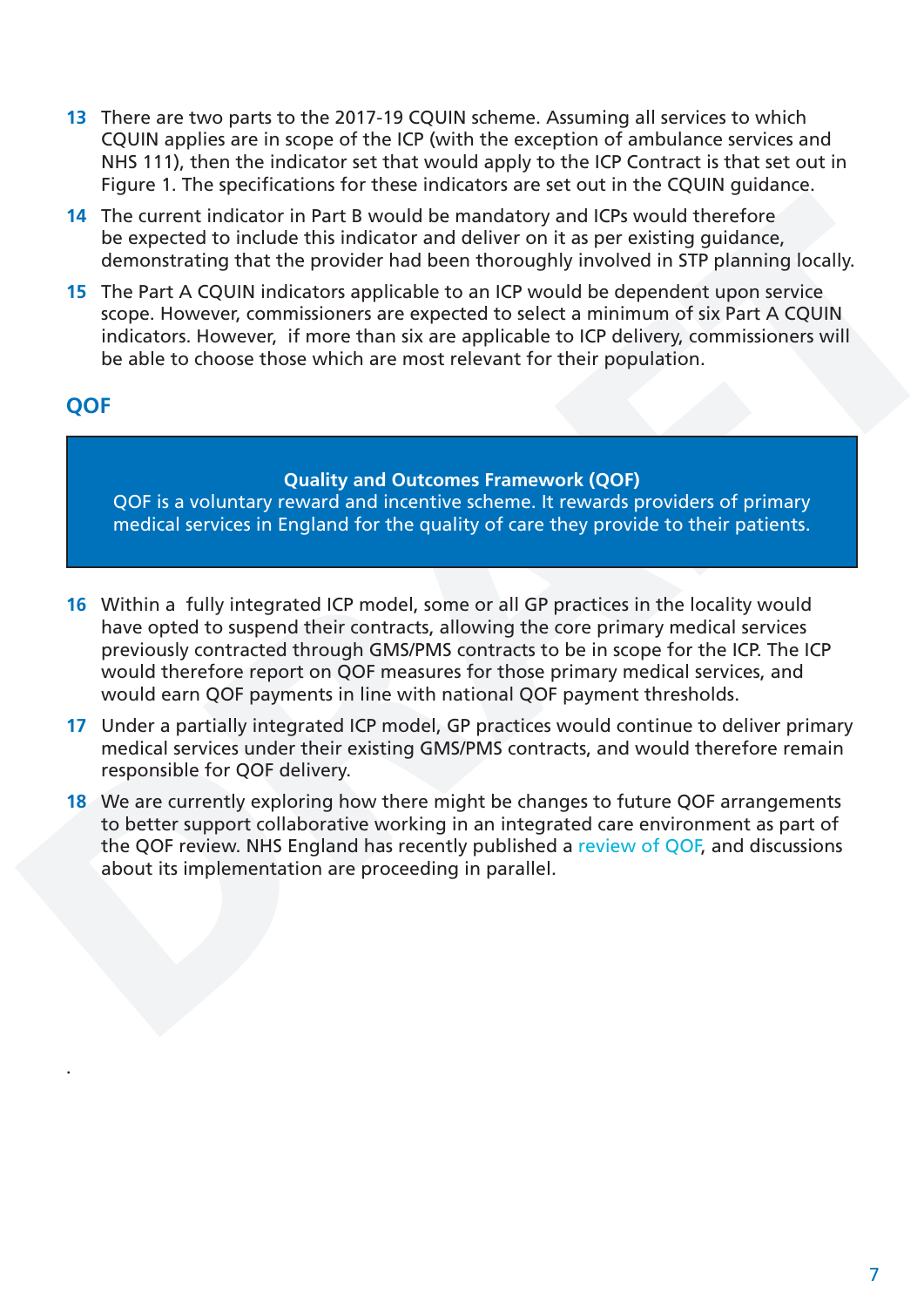13 There are two parts to the 2017-19 CQUIN scheme. Assuming all services to which CQUIN applies are in scope of the ICP (with the exception of ambulance services and NHS 111), then the indicator set that would apply to the ICP Contract is that set out in Figure 1. The specifications for these indicators are set out in the CQUIN guidance.

14 The current indicator in Part B would be mandatory and ICPs would therefore be expected to include this indicator and deliver on it as per existing guidance, demonstrating that the provider had been thoroughly involved in STP planning locally.

15 The Part A CQUIN indicators applicable to an ICP would be dependent upon service scope. However, commissioners are expected to select a minimum of six Part A CQUIN indicators. However, if more than six are applicable to ICP delivery, commissioners will be able to choose those which are most relevant for their population.

## QOF

> **Quality and Outcomes Framework (QOF)**
> QOF is a voluntary reward and incentive scheme. It rewards providers of primary medical services in England for the quality of care they provide to their patients.

16 Within a fully integrated ICP model, some or all GP practices in the locality would have opted to suspend their contracts, allowing the core primary medical services previously contracted through GMS/PMS contracts to be in scope for the ICP. The ICP would therefore report on QOF measures for those primary medical services, and would earn QOF payments in line with national QOF payment thresholds.

17 Under a partially integrated ICP model, GP practices would continue to deliver primary medical services under their existing GMS/PMS contracts, and would therefore remain responsible for QOF delivery.

18 We are currently exploring how there might be changes to future QOF arrangements to better support collaborative working in an integrated care environment as part of the QOF review. NHS England has recently published a review of QOF, and discussions about its implementation are proceeding in parallel.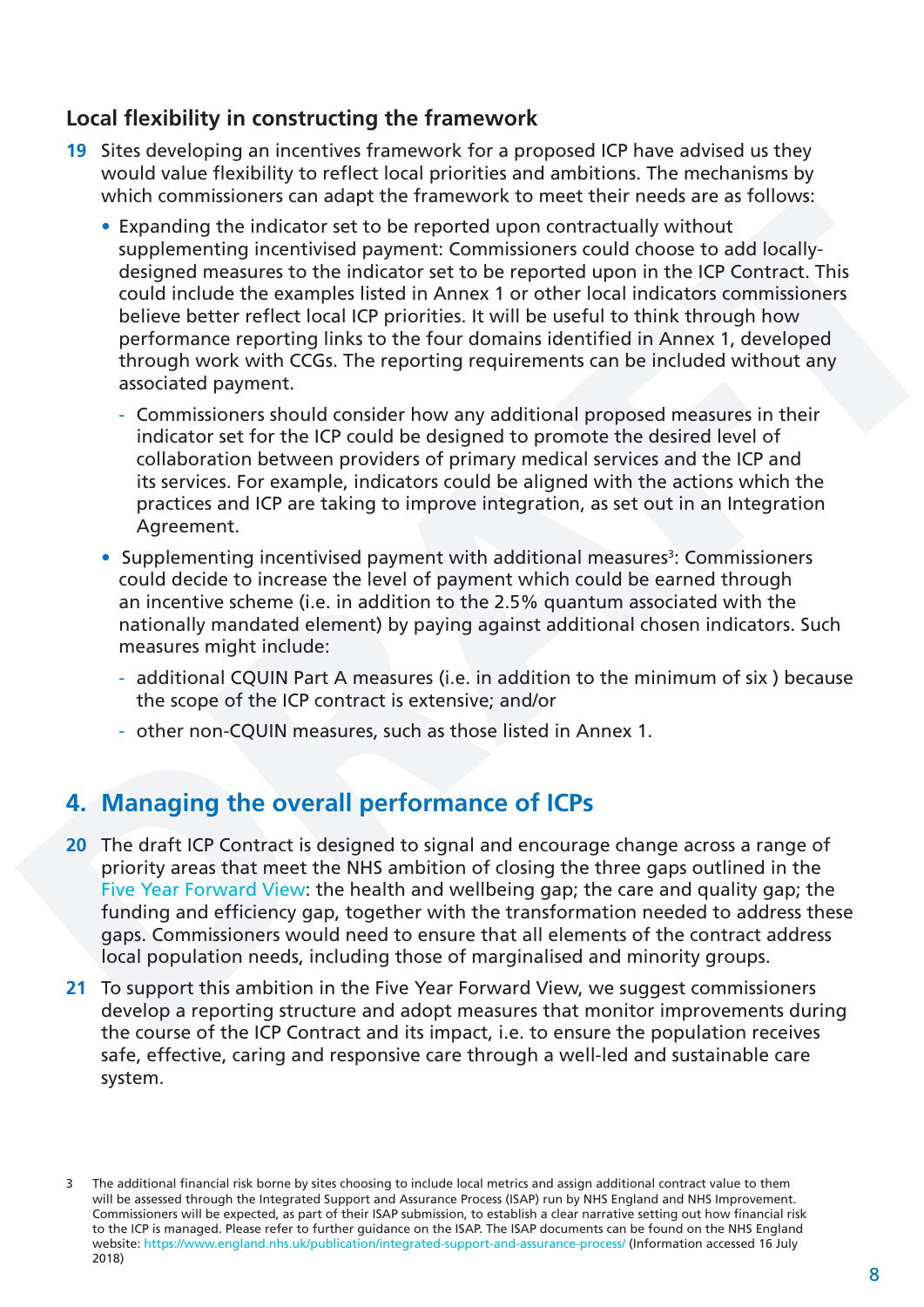### Local flexibility in constructing the framework

**19** Sites developing an incentives framework for a proposed ICP have advised us they would value flexibility to reflect local priorities and ambitions. The mechanisms by which commissioners can adapt the framework to meet their needs are as follows:

- Expanding the indicator set to be reported upon contractually without supplementing incentivised payment: Commissioners could choose to add locally-designed measures to the indicator set to be reported upon in the ICP Contract. This could include the examples listed in Annex 1 or other local indicators commissioners believe better reflect local ICP priorities. It will be useful to think through how performance reporting links to the four domains identified in Annex 1, developed through work with CCGs. The reporting requirements can be included without any associated payment.
  - Commissioners should consider how any additional proposed measures in their indicator set for the ICP could be designed to promote the desired level of collaboration between providers of primary medical services and the ICP and its services. For example, indicators could be aligned with the actions which the practices and ICP are taking to improve integration, as set out in an Integration Agreement.
- Supplementing incentivised payment with additional measures[3]: Commissioners could decide to increase the level of payment which could be earned through an incentive scheme (i.e. in addition to the 2.5% quantum associated with the nationally mandated element) by paying against additional chosen indicators. Such measures might include:
  - additional CQUIN Part A measures (i.e. in addition to the minimum of six ) because the scope of the ICP contract is extensive; and/or
  - other non-CQUIN measures, such as those listed in Annex 1.

## 4. Managing the overall performance of ICPs

**20** The draft ICP Contract is designed to signal and encourage change across a range of priority areas that meet the NHS ambition of closing the three gaps outlined in the Five Year Forward View: the health and wellbeing gap; the care and quality gap; the funding and efficiency gap, together with the transformation needed to address these gaps. Commissioners would need to ensure that all elements of the contract address local population needs, including those of marginalised and minority groups.

**21** To support this ambition in the Five Year Forward View, we suggest commissioners develop a reporting structure and adopt measures that monitor improvements during the course of the ICP Contract and its impact, i.e. to ensure the population receives safe, effective, caring and responsive care through a well-led and sustainable care system.

---

3 The additional financial risk borne by sites choosing to include local metrics and assign additional contract value to them will be assessed through the Integrated Support and Assurance Process (ISAP) run by NHS England and NHS Improvement. Commissioners will be expected, as part of their ISAP submission, to establish a clear narrative setting out how financial risk to the ICP is managed. Please refer to further guidance on the ISAP. The ISAP documents can be found on the NHS England website: https://www.england.nhs.uk/publication/integrated-support-and-assurance-process/ (Information accessed 16 July 2018)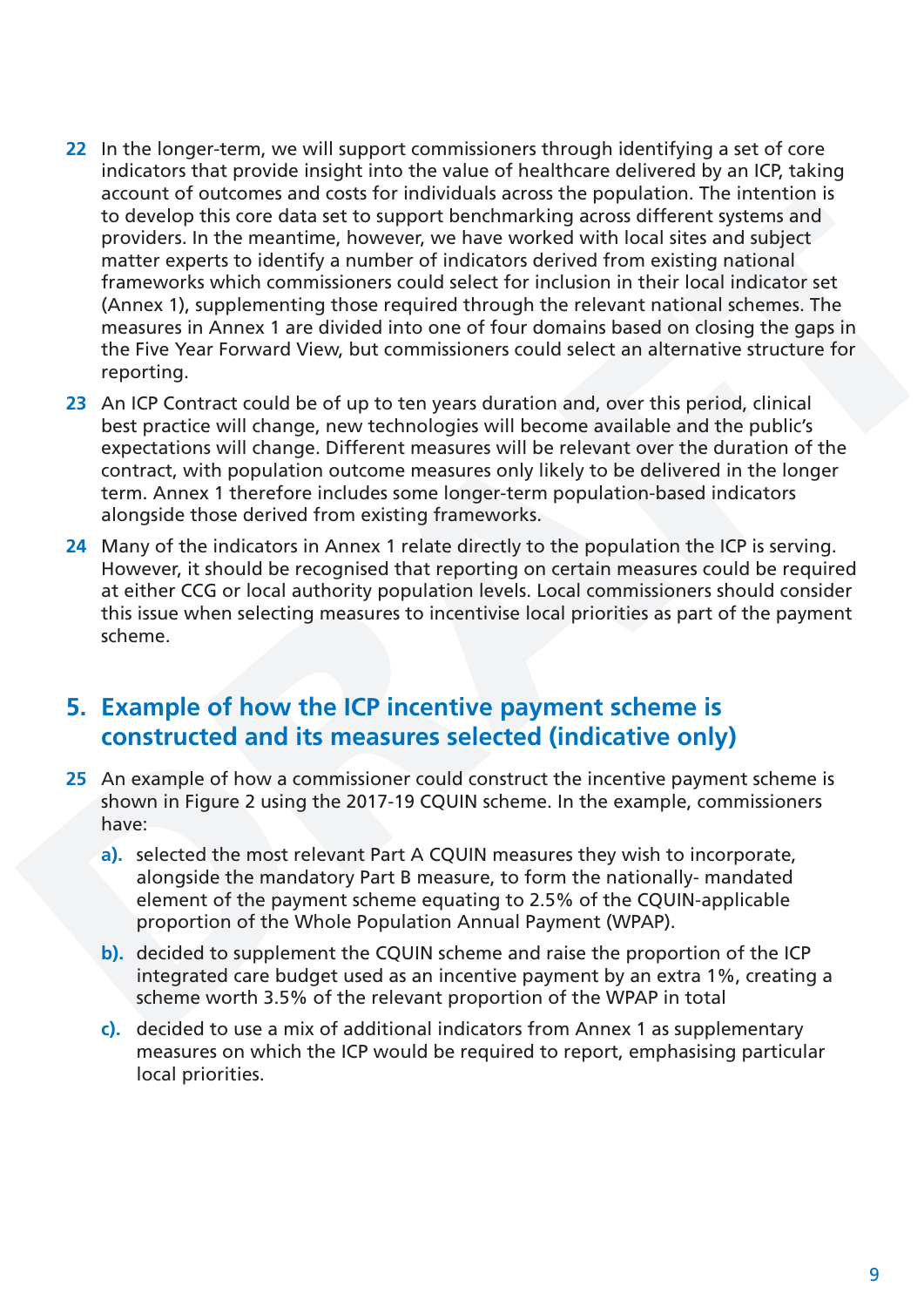22 In the longer-term, we will support commissioners through identifying a set of core indicators that provide insight into the value of healthcare delivered by an ICP, taking account of outcomes and costs for individuals across the population. The intention is to develop this core data set to support benchmarking across different systems and providers. In the meantime, however, we have worked with local sites and subject matter experts to identify a number of indicators derived from existing national frameworks which commissioners could select for inclusion in their local indicator set (Annex 1), supplementing those required through the relevant national schemes. The measures in Annex 1 are divided into one of four domains based on closing the gaps in the Five Year Forward View, but commissioners could select an alternative structure for reporting.

23 An ICP Contract could be of up to ten years duration and, over this period, clinical best practice will change, new technologies will become available and the public's expectations will change. Different measures will be relevant over the duration of the contract, with population outcome measures only likely to be delivered in the longer term. Annex 1 therefore includes some longer-term population-based indicators alongside those derived from existing frameworks.

24 Many of the indicators in Annex 1 relate directly to the population the ICP is serving. However, it should be recognised that reporting on certain measures could be required at either CCG or local authority population levels. Local commissioners should consider this issue when selecting measures to incentivise local priorities as part of the payment scheme.

## 5. Example of how the ICP incentive payment scheme is constructed and its measures selected (indicative only)

25 An example of how a commissioner could construct the incentive payment scheme is shown in Figure 2 using the 2017-19 CQUIN scheme. In the example, commissioners have:

a). selected the most relevant Part A CQUIN measures they wish to incorporate, alongside the mandatory Part B measure, to form the nationally- mandated element of the payment scheme equating to 2.5% of the CQUIN-applicable proportion of the Whole Population Annual Payment (WPAP).

b). decided to supplement the CQUIN scheme and raise the proportion of the ICP integrated care budget used as an incentive payment by an extra 1%, creating a scheme worth 3.5% of the relevant proportion of the WPAP in total

c). decided to use a mix of additional indicators from Annex 1 as supplementary measures on which the ICP would be required to report, emphasising particular local priorities.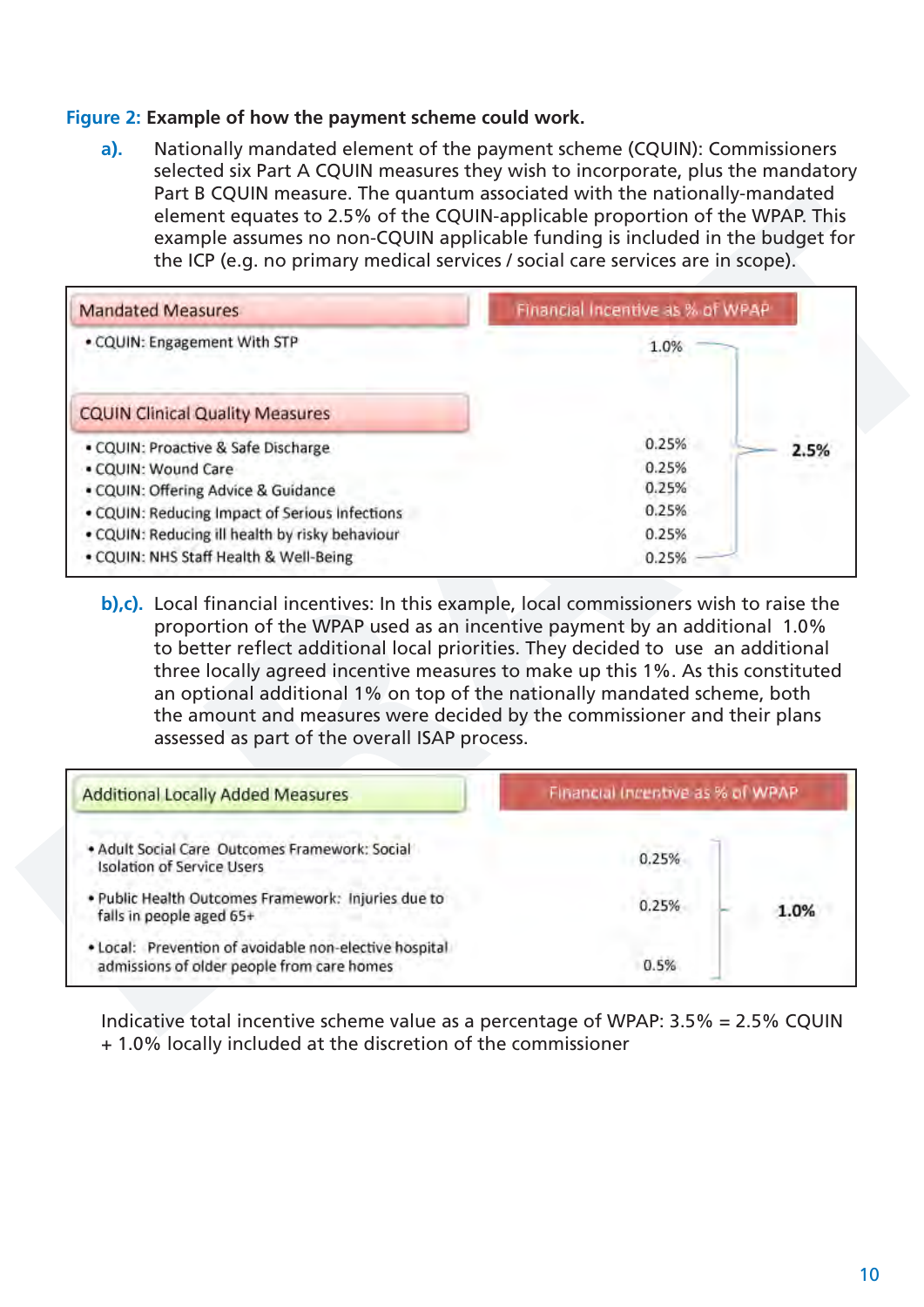**Figure 2: Example of how the payment scheme could work.**

**a).** Nationally mandated element of the payment scheme (CQUIN): Commissioners selected six Part A CQUIN measures they wish to incorporate, plus the mandatory Part B CQUIN measure. The quantum associated with the nationally-mandated element equates to 2.5% of the CQUIN-applicable proportion of the WPAP. This example assumes no non-CQUIN applicable funding is included in the budget for the ICP (e.g. no primary medical services / social care services are in scope).

| Mandated Measures | Financial Incentive as % of WPAP | |
|---|---|---|
| • CQUIN: Engagement With STP | 1.0% | 2.5% |
| **CQUIN Clinical Quality Measures** | | |
| • CQUIN: Proactive & Safe Discharge | 0.25% | |
| • CQUIN: Wound Care | 0.25% | |
| • CQUIN: Offering Advice & Guidance | 0.25% | |
| • CQUIN: Reducing Impact of Serious Infections | 0.25% | |
| • CQUIN: Reducing ill health by risky behaviour | 0.25% | |
| • CQUIN: NHS Staff Health & Well-Being | 0.25% | |

**b),c).** Local financial incentives: In this example, local commissioners wish to raise the proportion of the WPAP used as an incentive payment by an additional 1.0% to better reflect additional local priorities. They decided to use an additional three locally agreed incentive measures to make up this 1%. As this constituted an optional additional 1% on top of the nationally mandated scheme, both the amount and measures were decided by the commissioner and their plans assessed as part of the overall ISAP process.

| Additional Locally Added Measures | Financial Incentive as % of WPAP | |
|---|---|---|
| • Adult Social Care Outcomes Framework: Social Isolation of Service Users | 0.25% | 1.0% |
| • Public Health Outcomes Framework: Injuries due to falls in people aged 65+ | 0.25% | |
| • Local: Prevention of avoidable non-elective hospital admissions of older people from care homes | 0.5% | |

Indicative total incentive scheme value as a percentage of WPAP: 3.5% = 2.5% CQUIN + 1.0% locally included at the discretion of the commissioner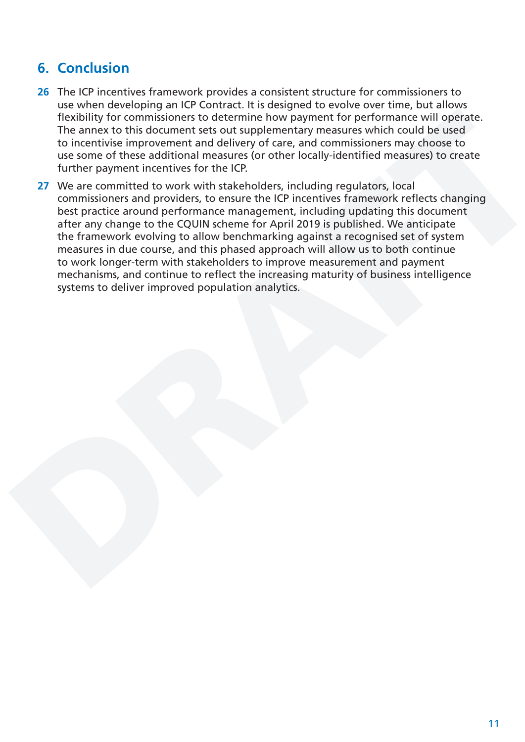## 6. Conclusion

**26** The ICP incentives framework provides a consistent structure for commissioners to use when developing an ICP Contract. It is designed to evolve over time, but allows flexibility for commissioners to determine how payment for performance will operate. The annex to this document sets out supplementary measures which could be used to incentivise improvement and delivery of care, and commissioners may choose to use some of these additional measures (or other locally-identified measures) to create further payment incentives for the ICP.

**27** We are committed to work with stakeholders, including regulators, local commissioners and providers, to ensure the ICP incentives framework reflects changing best practice around performance management, including updating this document after any change to the CQUIN scheme for April 2019 is published. We anticipate the framework evolving to allow benchmarking against a recognised set of system measures in due course, and this phased approach will allow us to both continue to work longer-term with stakeholders to improve measurement and payment mechanisms, and continue to reflect the increasing maturity of business intelligence systems to deliver improved population analytics.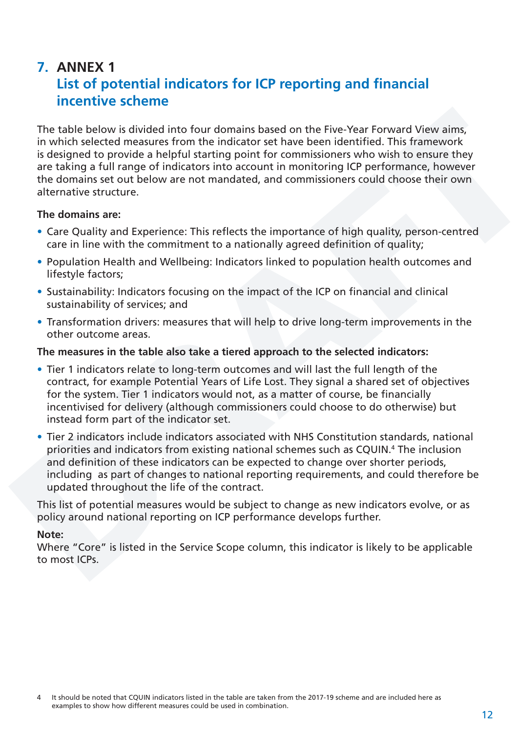## 7. ANNEX 1 List of potential indicators for ICP reporting and financial incentive scheme

The table below is divided into four domains based on the Five-Year Forward View aims, in which selected measures from the indicator set have been identified. This framework is designed to provide a helpful starting point for commissioners who wish to ensure they are taking a full range of indicators into account in monitoring ICP performance, however the domains set out below are not mandated, and commissioners could choose their own alternative structure.

**The domains are:**

- Care Quality and Experience: This reflects the importance of high quality, person-centred care in line with the commitment to a nationally agreed definition of quality;
- Population Health and Wellbeing: Indicators linked to population health outcomes and lifestyle factors;
- Sustainability: Indicators focusing on the impact of the ICP on financial and clinical sustainability of services; and
- Transformation drivers: measures that will help to drive long-term improvements in the other outcome areas.

**The measures in the table also take a tiered approach to the selected indicators:**

- Tier 1 indicators relate to long-term outcomes and will last the full length of the contract, for example Potential Years of Life Lost. They signal a shared set of objectives for the system. Tier 1 indicators would not, as a matter of course, be financially incentivised for delivery (although commissioners could choose to do otherwise) but instead form part of the indicator set.
- Tier 2 indicators include indicators associated with NHS Constitution standards, national priorities and indicators from existing national schemes such as CQUIN.[4] The inclusion and definition of these indicators can be expected to change over shorter periods, including as part of changes to national reporting requirements, and could therefore be updated throughout the life of the contract.

This list of potential measures would be subject to change as new indicators evolve, or as policy around national reporting on ICP performance develops further.

**Note:**
Where "Core" is listed in the Service Scope column, this indicator is likely to be applicable to most ICPs.

4 It should be noted that CQUIN indicators listed in the table are taken from the 2017-19 scheme and are included here as examples to show how different measures could be used in combination.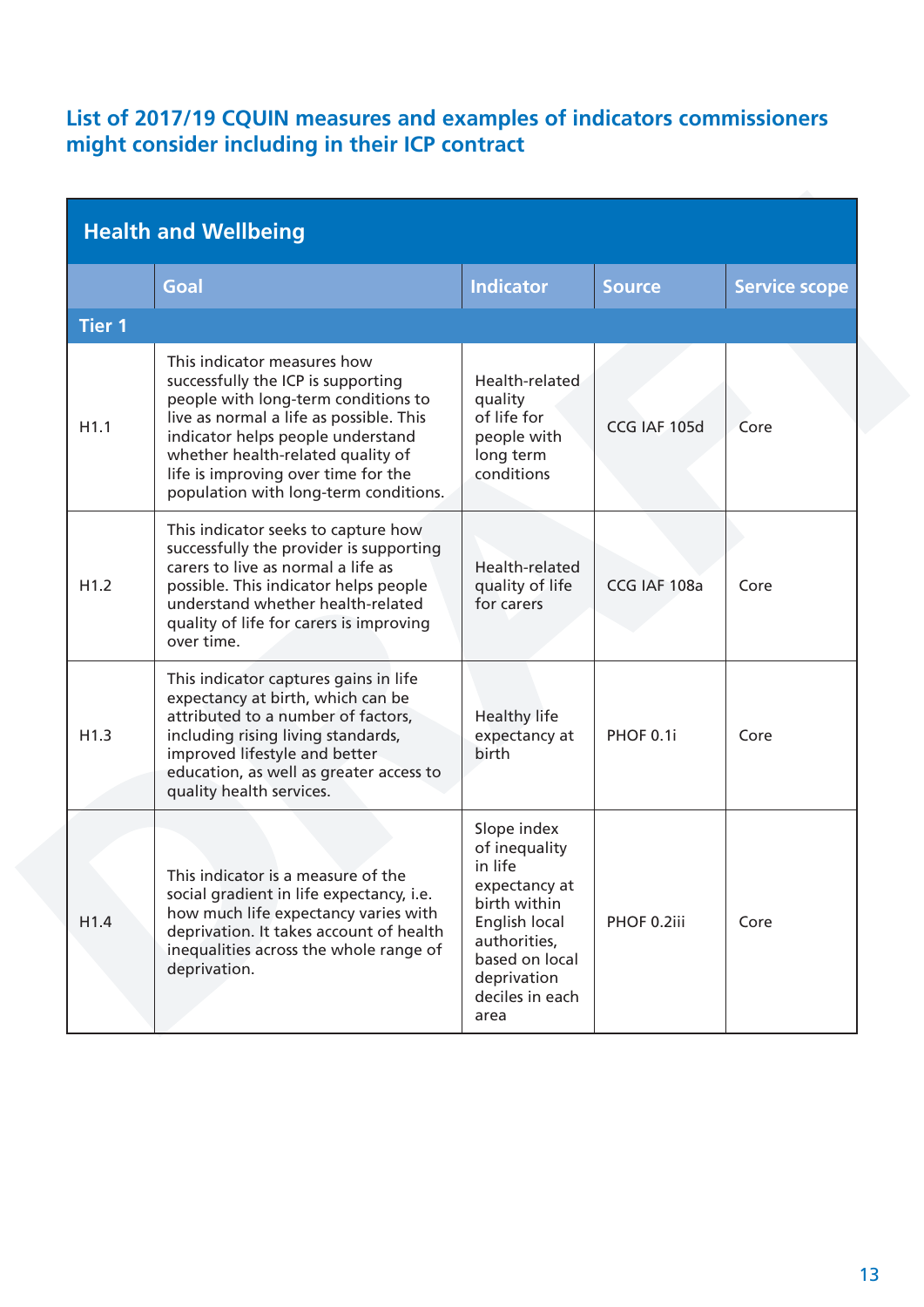## List of 2017/19 CQUIN measures and examples of indicators commissioners might consider including in their ICP contract

| Health and Wellbeing | | | | |
|---|---|---|---|---|
| | **Goal** | **Indicator** | **Source** | **Service scope** |
| **Tier 1** | | | | |
| H1.1 | This indicator measures how successfully the ICP is supporting people with long-term conditions to live as normal a life as possible. This indicator helps people understand whether health-related quality of life is improving over time for the population with long-term conditions. | Health-related quality of life for people with long term conditions | CCG IAF 105d | Core |
| H1.2 | This indicator seeks to capture how successfully the provider is supporting carers to live as normal a life as possible. This indicator helps people understand whether health-related quality of life for carers is improving over time. | Health-related quality of life for carers | CCG IAF 108a | Core |
| H1.3 | This indicator captures gains in life expectancy at birth, which can be attributed to a number of factors, including rising living standards, improved lifestyle and better education, as well as greater access to quality health services. | Healthy life expectancy at birth | PHOF 0.1i | Core |
| H1.4 | This indicator is a measure of the social gradient in life expectancy, i.e. how much life expectancy varies with deprivation. It takes account of health inequalities across the whole range of deprivation. | Slope index of inequality in life expectancy at birth within English local authorities, based on local deprivation deciles in each area | PHOF 0.2iii | Core |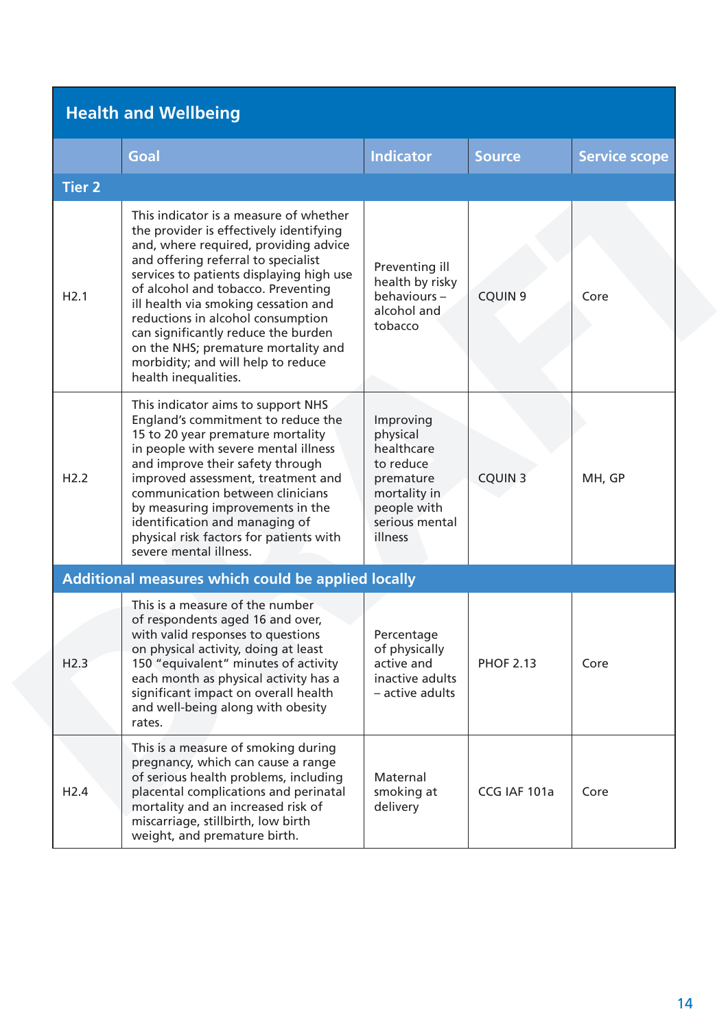## Health and Wellbeing

| | Goal | Indicator | Source | Service scope |
|---|---|---|---|---|
| **Tier 2** | | | | |
| H2.1 | This indicator is a measure of whether the provider is effectively identifying and, where required, providing advice and offering referral to specialist services to patients displaying high use of alcohol and tobacco. Preventing ill health via smoking cessation and reductions in alcohol consumption can significantly reduce the burden on the NHS; premature mortality and morbidity; and will help to reduce health inequalities. | Preventing ill health by risky behaviours – alcohol and tobacco | CQUIN 9 | Core |
| H2.2 | This indicator aims to support NHS England's commitment to reduce the 15 to 20 year premature mortality in people with severe mental illness and improve their safety through improved assessment, treatment and communication between clinicians by measuring improvements in the identification and managing of physical risk factors for patients with severe mental illness. | Improving physical healthcare to reduce premature mortality in people with serious mental illness | CQUIN 3 | MH, GP |
| **Additional measures which could be applied locally** | | | | |
| H2.3 | This is a measure of the number of respondents aged 16 and over, with valid responses to questions on physical activity, doing at least 150 "equivalent" minutes of activity each month as physical activity has a significant impact on overall health and well-being along with obesity rates. | Percentage of physically active and inactive adults – active adults | PHOF 2.13 | Core |
| H2.4 | This is a measure of smoking during pregnancy, which can cause a range of serious health problems, including placental complications and perinatal mortality and an increased risk of miscarriage, stillbirth, low birth weight, and premature birth. | Maternal smoking at delivery | CCG IAF 101a | Core |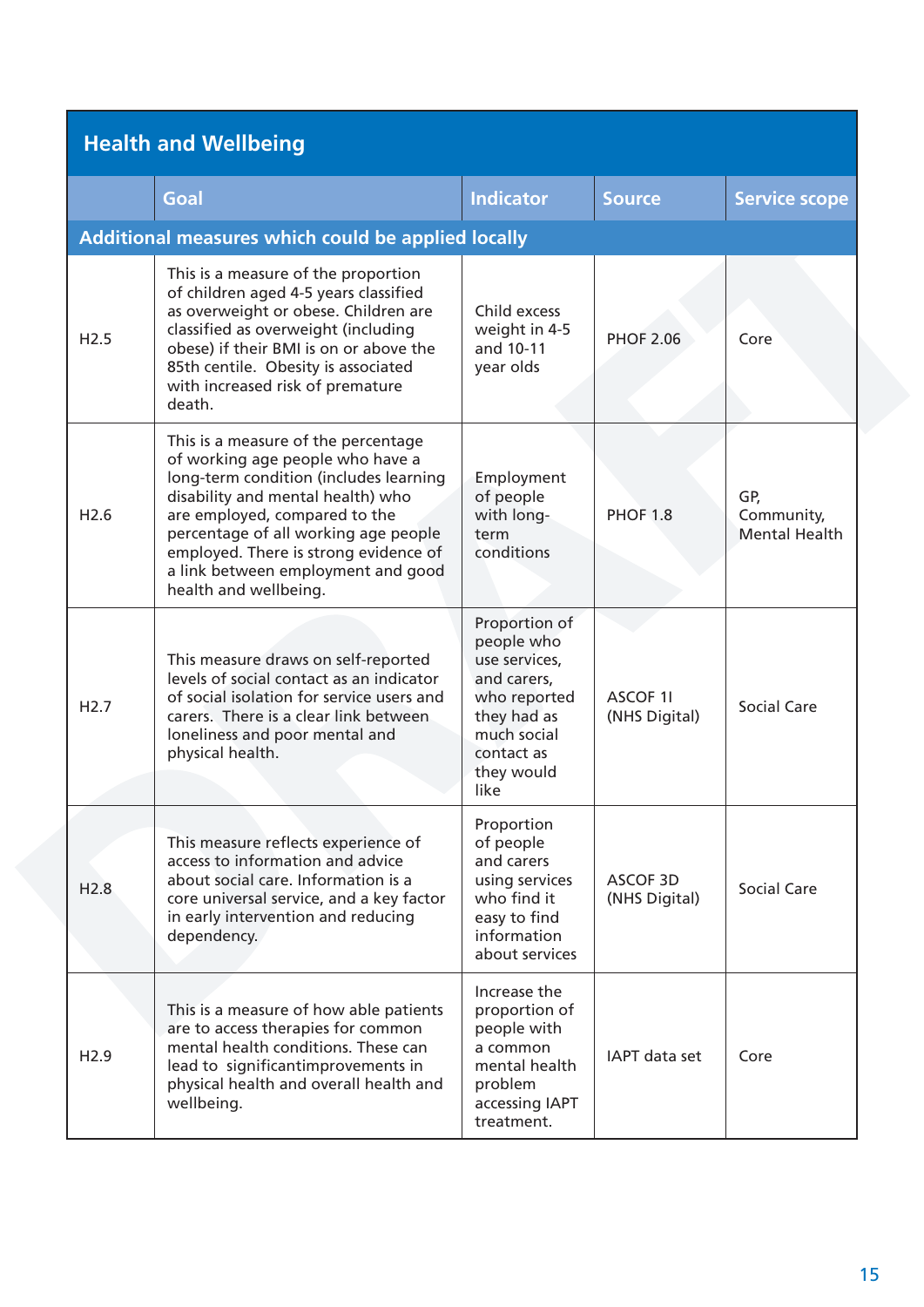## Health and Wellbeing

| | Goal | Indicator | Source | Service scope |
|---|---|---|---|---|
| **Additional measures which could be applied locally** | | | | |
| H2.5 | This is a measure of the proportion of children aged 4-5 years classified as overweight or obese. Children are classified as overweight (including obese) if their BMI is on or above the 85th centile. Obesity is associated with increased risk of premature death. | Child excess weight in 4-5 and 10-11 year olds | PHOF 2.06 | Core |
| H2.6 | This is a measure of the percentage of working age people who have a long-term condition (includes learning disability and mental health) who are employed, compared to the percentage of all working age people employed. There is strong evidence of a link between employment and good health and wellbeing. | Employment of people with long-term conditions | PHOF 1.8 | GP, Community, Mental Health |
| H2.7 | This measure draws on self-reported levels of social contact as an indicator of social isolation for service users and carers. There is a clear link between loneliness and poor mental and physical health. | Proportion of people who use services, and carers, who reported they had as much social contact as they would like | ASCOF 1I (NHS Digital) | Social Care |
| H2.8 | This measure reflects experience of access to information and advice about social care. Information is a core universal service, and a key factor in early intervention and reducing dependency. | Proportion of people and carers using services who find it easy to find information about services | ASCOF 3D (NHS Digital) | Social Care |
| H2.9 | This is a measure of how able patients are to access therapies for common mental health conditions. These can lead to significantimprovements in physical health and overall health and wellbeing. | Increase the proportion of people with a common mental health problem accessing IAPT treatment. | IAPT data set | Core |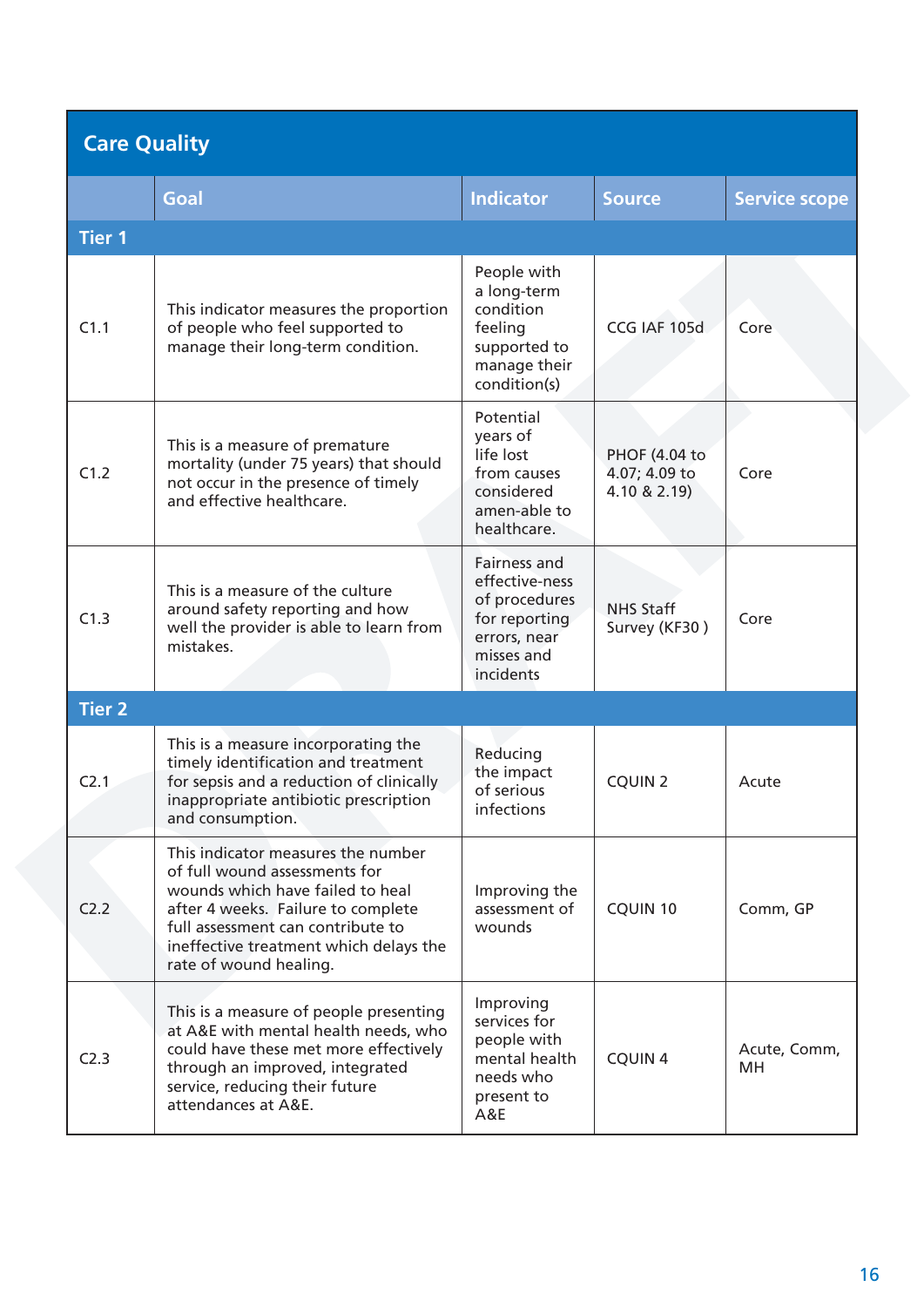## Care Quality

| | Goal | Indicator | Source | Service scope |
|---|---|---|---|---|
| **Tier 1** | | | | |
| C1.1 | This indicator measures the proportion of people who feel supported to manage their long-term condition. | People with a long-term condition feeling supported to manage their condition(s) | CCG IAF 105d | Core |
| C1.2 | This is a measure of premature mortality (under 75 years) that should not occur in the presence of timely and effective healthcare. | Potential years of life lost from causes considered amen-able to healthcare. | PHOF (4.04 to 4.07; 4.09 to 4.10 & 2.19) | Core |
| C1.3 | This is a measure of the culture around safety reporting and how well the provider is able to learn from mistakes. | Fairness and effective-ness of procedures for reporting errors, near misses and incidents | NHS Staff Survey (KF30 ) | Core |
| **Tier 2** | | | | |
| C2.1 | This is a measure incorporating the timely identification and treatment for sepsis and a reduction of clinically inappropriate antibiotic prescription and consumption. | Reducing the impact of serious infections | CQUIN 2 | Acute |
| C2.2 | This indicator measures the number of full wound assessments for wounds which have failed to heal after 4 weeks. Failure to complete full assessment can contribute to ineffective treatment which delays the rate of wound healing. | Improving the assessment of wounds | CQUIN 10 | Comm, GP |
| C2.3 | This is a measure of people presenting at A&E with mental health needs, who could have these met more effectively through an improved, integrated service, reducing their future attendances at A&E. | Improving services for people with mental health needs who present to A&E | CQUIN 4 | Acute, Comm, MH |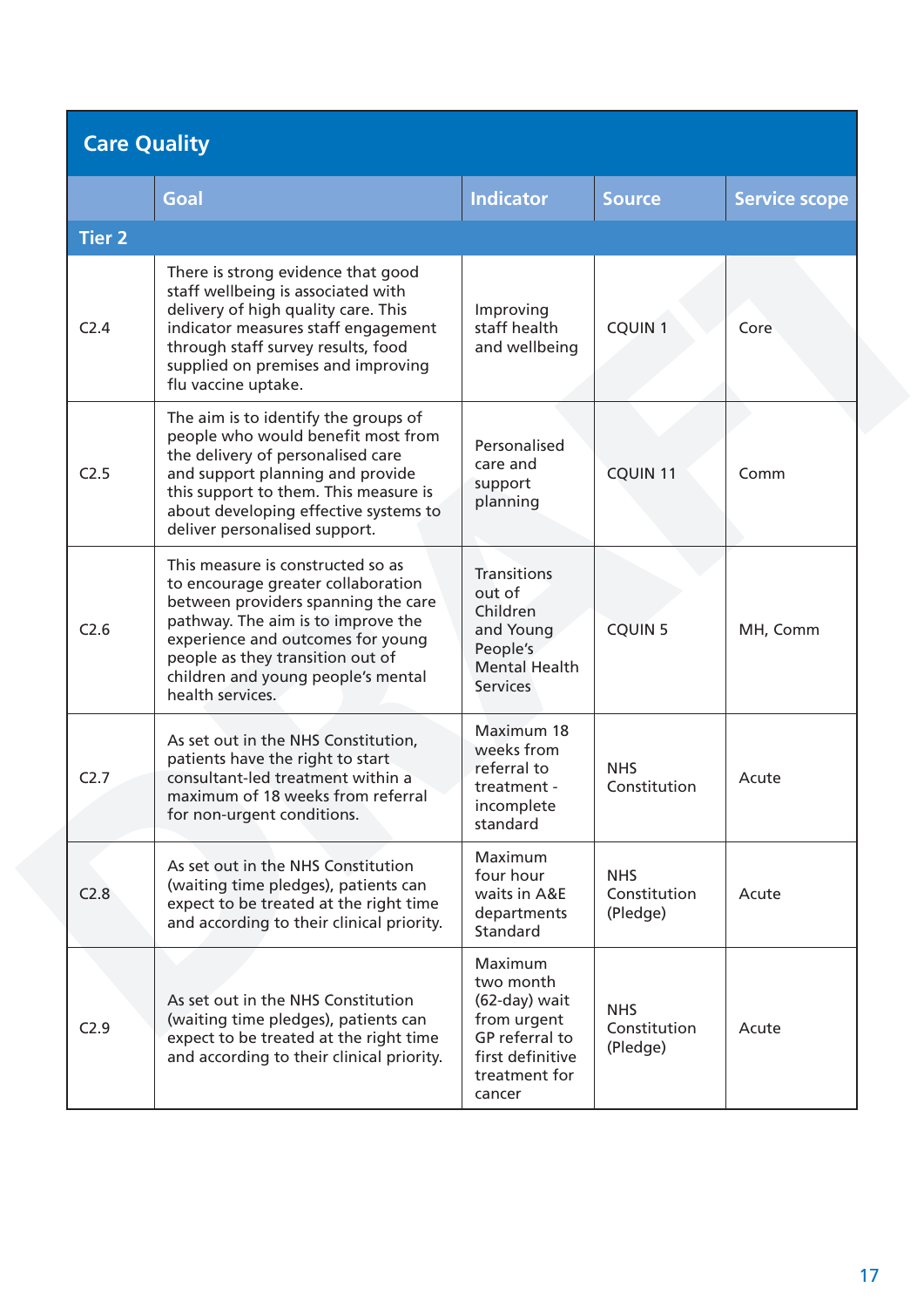## Care Quality

| | Goal | Indicator | Source | Service scope |
|---|---|---|---|---|
| **Tier 2** | | | | |
| C2.4 | There is strong evidence that good staff wellbeing is associated with delivery of high quality care. This indicator measures staff engagement through staff survey results, food supplied on premises and improving flu vaccine uptake. | Improving staff health and wellbeing | CQUIN 1 | Core |
| C2.5 | The aim is to identify the groups of people who would benefit most from the delivery of personalised care and support planning and provide this support to them. This measure is about developing effective systems to deliver personalised support. | Personalised care and support planning | CQUIN 11 | Comm |
| C2.6 | This measure is constructed so as to encourage greater collaboration between providers spanning the care pathway. The aim is to improve the experience and outcomes for young people as they transition out of children and young people's mental health services. | Transitions out of Children and Young People's Mental Health Services | CQUIN 5 | MH, Comm |
| C2.7 | As set out in the NHS Constitution, patients have the right to start consultant-led treatment within a maximum of 18 weeks from referral for non-urgent conditions. | Maximum 18 weeks from referral to treatment - incomplete standard | NHS Constitution | Acute |
| C2.8 | As set out in the NHS Constitution (waiting time pledges), patients can expect to be treated at the right time and according to their clinical priority. | Maximum four hour waits in A&E departments Standard | NHS Constitution (Pledge) | Acute |
| C2.9 | As set out in the NHS Constitution (waiting time pledges), patients can expect to be treated at the right time and according to their clinical priority. | Maximum two month (62-day) wait from urgent GP referral to first definitive treatment for cancer | NHS Constitution (Pledge) | Acute |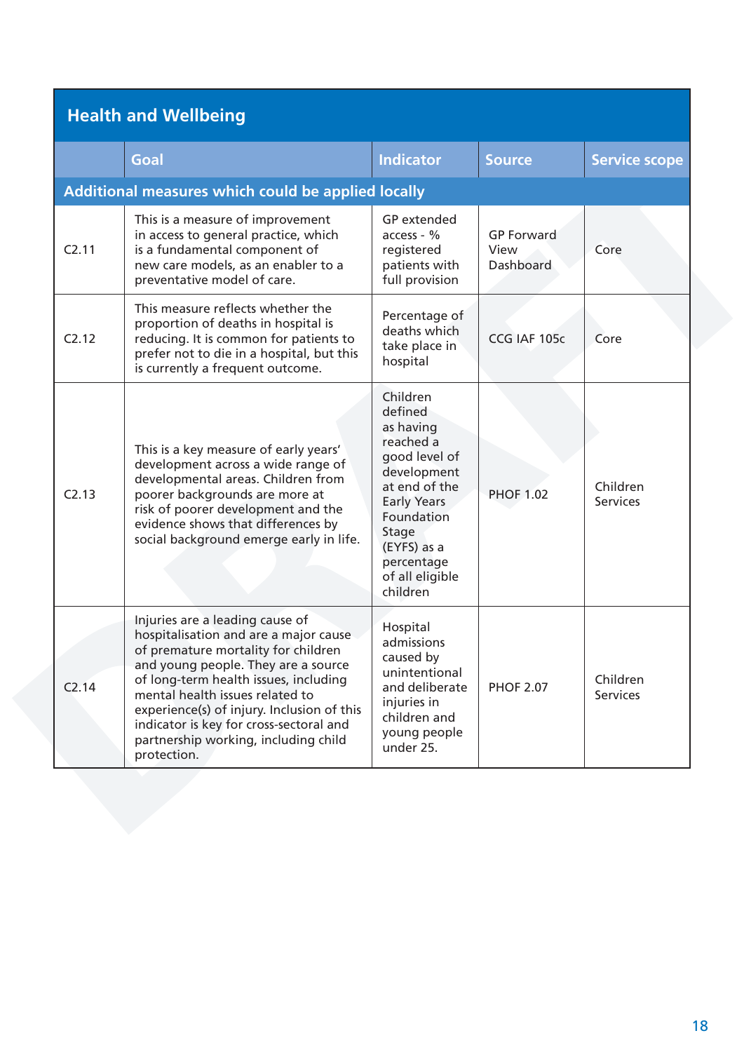## Health and Wellbeing

| | Goal | Indicator | Source | Service scope |
|---|---|---|---|---|
| **Additional measures which could be applied locally** | | | | |
| C2.11 | This is a measure of improvement in access to general practice, which is a fundamental component of new care models, as an enabler to a preventative model of care. | GP extended access - % registered patients with full provision | GP Forward View Dashboard | Core |
| C2.12 | This measure reflects whether the proportion of deaths in hospital is reducing. It is common for patients to prefer not to die in a hospital, but this is currently a frequent outcome. | Percentage of deaths which take place in hospital | CCG IAF 105c | Core |
| C2.13 | This is a key measure of early years' development across a wide range of developmental areas. Children from poorer backgrounds are more at risk of poorer development and the evidence shows that differences by social background emerge early in life. | Children defined as having reached a good level of development at end of the Early Years Foundation Stage (EYFS) as a percentage of all eligible children | PHOF 1.02 | Children Services |
| C2.14 | Injuries are a leading cause of hospitalisation and are a major cause of premature mortality for children and young people. They are a source of long-term health issues, including mental health issues related to experience(s) of injury. Inclusion of this indicator is key for cross-sectoral and partnership working, including child protection. | Hospital admissions caused by unintentional and deliberate injuries in children and young people under 25. | PHOF 2.07 | Children Services |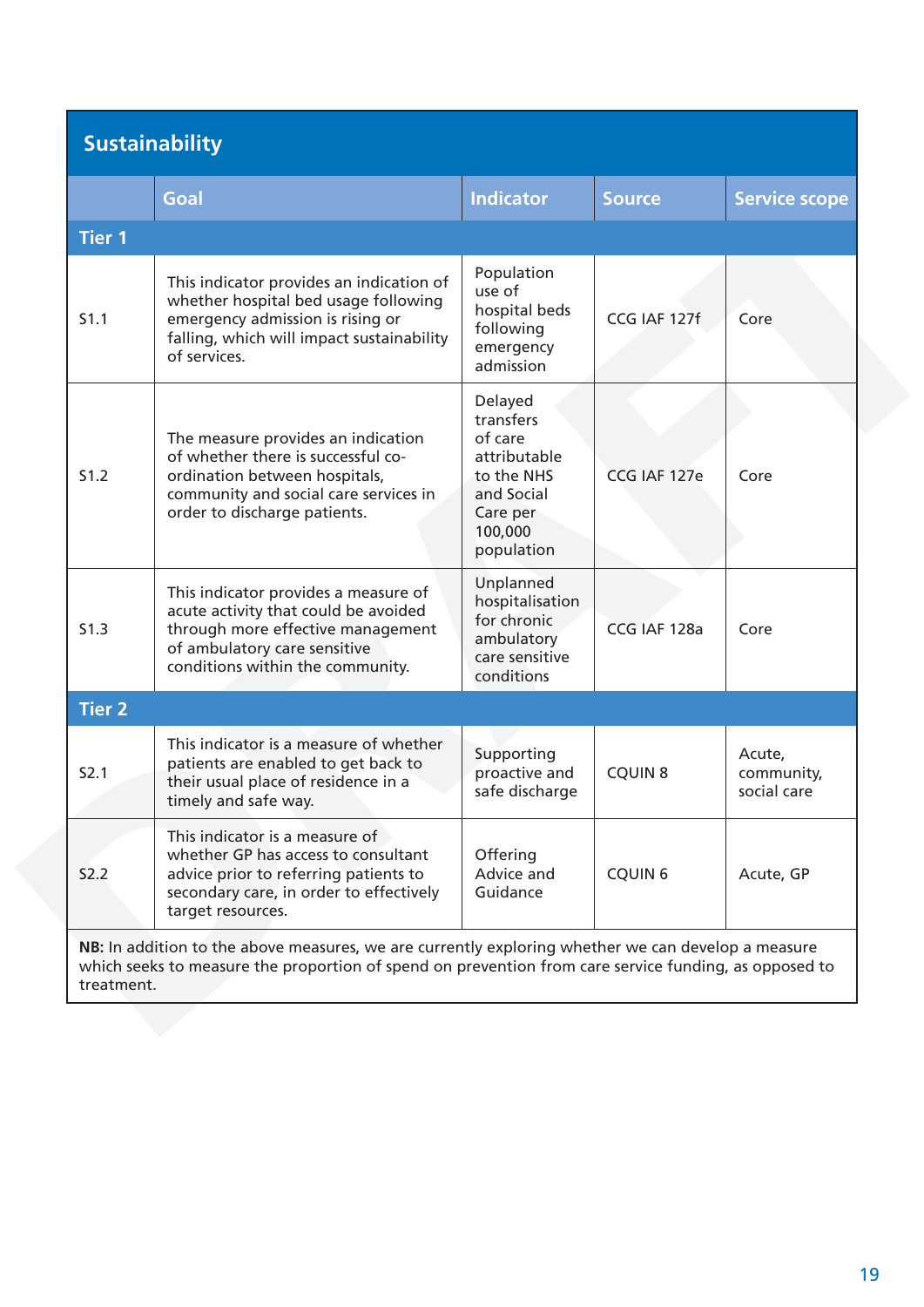## Sustainability

| | Goal | Indicator | Source | Service scope |
|---|---|---|---|---|
| **Tier 1** | | | | |
| S1.1 | This indicator provides an indication of whether hospital bed usage following emergency admission is rising or falling, which will impact sustainability of services. | Population use of hospital beds following emergency admission | CCG IAF 127f | Core |
| S1.2 | The measure provides an indication of whether there is successful co-ordination between hospitals, community and social care services in order to discharge patients. | Delayed transfers of care attributable to the NHS and Social Care per 100,000 population | CCG IAF 127e | Core |
| S1.3 | This indicator provides a measure of acute activity that could be avoided through more effective management of ambulatory care sensitive conditions within the community. | Unplanned hospitalisation for chronic ambulatory care sensitive conditions | CCG IAF 128a | Core |
| **Tier 2** | | | | |
| S2.1 | This indicator is a measure of whether patients are enabled to get back to their usual place of residence in a timely and safe way. | Supporting proactive and safe discharge | CQUIN 8 | Acute, community, social care |
| S2.2 | This indicator is a measure of whether GP has access to consultant advice prior to referring patients to secondary care, in order to effectively target resources. | Offering Advice and Guidance | CQUIN 6 | Acute, GP |

**NB:** In addition to the above measures, we are currently exploring whether we can develop a measure which seeks to measure the proportion of spend on prevention from care service funding, as opposed to treatment.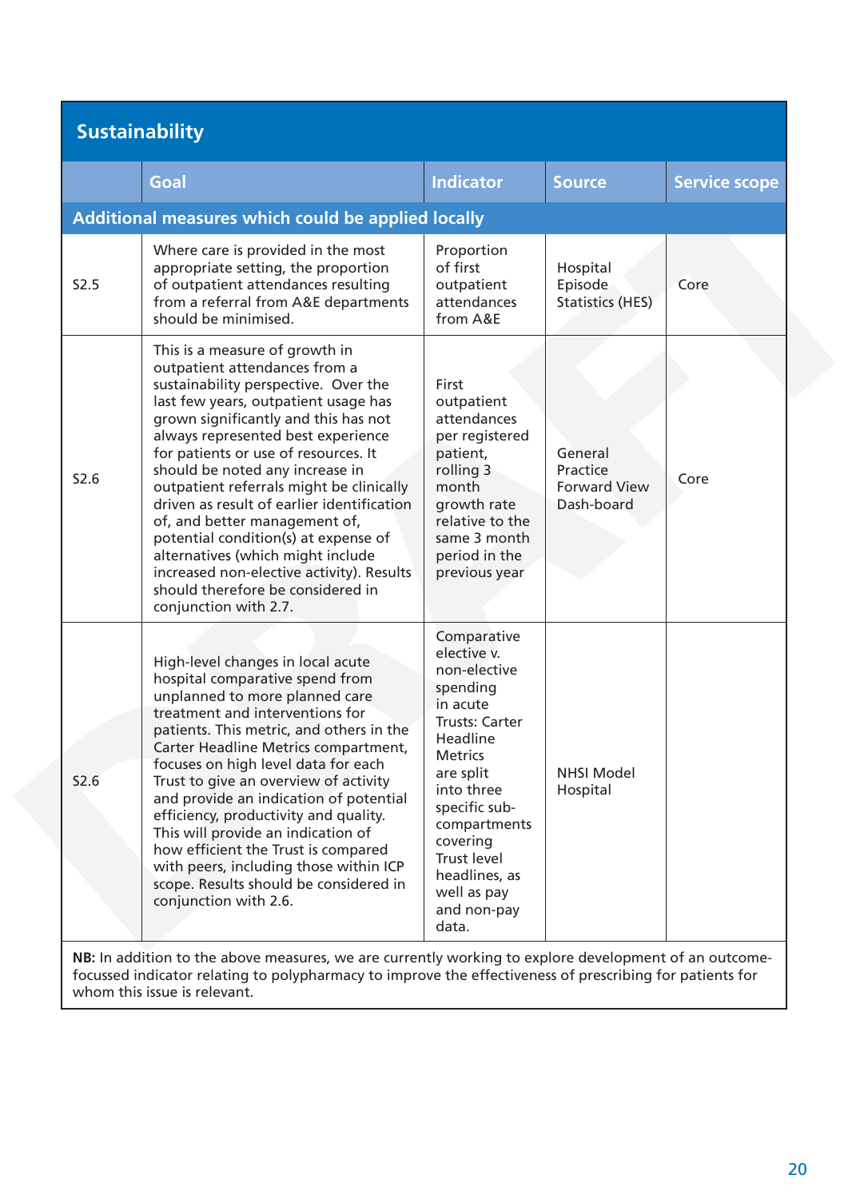## Sustainability

| | Goal | Indicator | Source | Service scope |
|---|---|---|---|---|
| **Additional measures which could be applied locally** | | | | |
| S2.5 | Where care is provided in the most appropriate setting, the proportion of outpatient attendances resulting from a referral from A&E departments should be minimised. | Proportion of first outpatient attendances from A&E | Hospital Episode Statistics (HES) | Core |
| S2.6 | This is a measure of growth in outpatient attendances from a sustainability perspective. Over the last few years, outpatient usage has grown significantly and this has not always represented best experience for patients or use of resources. It should be noted any increase in outpatient referrals might be clinically driven as result of earlier identification of, and better management of, potential condition(s) at expense of alternatives (which might include increased non-elective activity). Results should therefore be considered in conjunction with 2.7. | First outpatient attendances per registered patient, rolling 3 month growth rate relative to the same 3 month period in the previous year | General Practice Forward View Dash-board | Core |
| S2.6 | High-level changes in local acute hospital comparative spend from unplanned to more planned care treatment and interventions for patients. This metric, and others in the Carter Headline Metrics compartment, focuses on high level data for each Trust to give an overview of activity and provide an indication of potential efficiency, productivity and quality. This will provide an indication of how efficient the Trust is compared with peers, including those within ICP scope. Results should be considered in conjunction with 2.6. | Comparative elective v. non-elective spending in acute Trusts: Carter Headline Metrics are split into three specific sub-compartments covering Trust level headlines, as well as pay and non-pay data. | NHSI Model Hospital | |

**NB:** In addition to the above measures, we are currently working to explore development of an outcome-focussed indicator relating to polypharmacy to improve the effectiveness of prescribing for patients for whom this issue is relevant.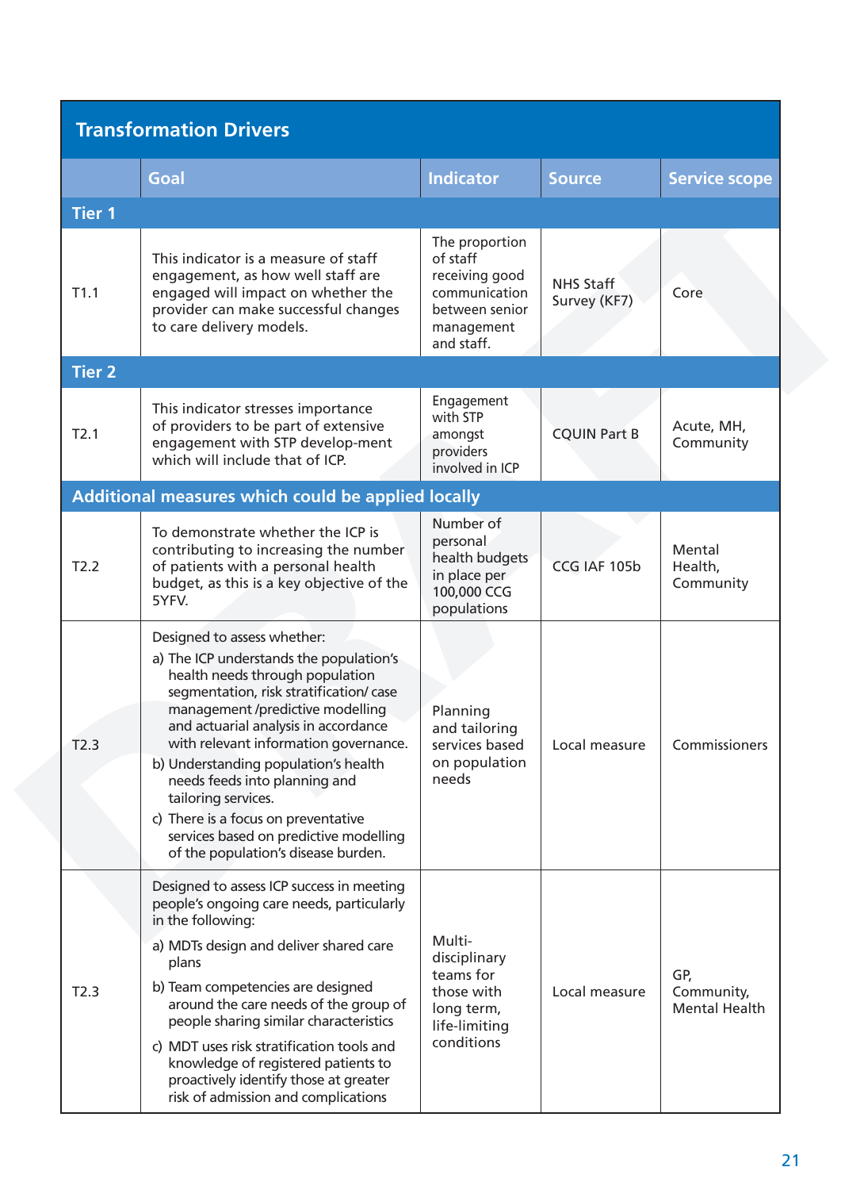## Transformation Drivers

| | Goal | Indicator | Source | Service scope |
|---|---|---|---|---|
| **Tier 1** | | | | |
| T1.1 | This indicator is a measure of staff engagement, as how well staff are engaged will impact on whether the provider can make successful changes to care delivery models. | The proportion of staff receiving good communication between senior management and staff. | NHS Staff Survey (KF7) | Core |
| **Tier 2** | | | | |
| T2.1 | This indicator stresses importance of providers to be part of extensive engagement with STP develop-ment which will include that of ICP. | Engagement with STP amongst providers involved in ICP | CQUIN Part B | Acute, MH, Community |
| **Additional measures which could be applied locally** | | | | |
| T2.2 | To demonstrate whether the ICP is contributing to increasing the number of patients with a personal health budget, as this is a key objective of the 5YFV. | Number of personal health budgets in place per 100,000 CCG populations | CCG IAF 105b | Mental Health, Community |
| T2.3 | Designed to assess whether:<br>a) The ICP understands the population's health needs through population segmentation, risk stratification/ case management /predictive modelling and actuarial analysis in accordance with relevant information governance.<br>b) Understanding population's health needs feeds into planning and tailoring services.<br>c) There is a focus on preventative services based on predictive modelling of the population's disease burden. | Planning and tailoring services based on population needs | Local measure | Commissioners |
| T2.3 | Designed to assess ICP success in meeting people's ongoing care needs, particularly in the following:<br>a) MDTs design and deliver shared care plans<br>b) Team competencies are designed around the care needs of the group of people sharing similar characteristics<br>c) MDT uses risk stratification tools and knowledge of registered patients to proactively identify those at greater risk of admission and complications | Multi-disciplinary teams for those with long term, life-limiting conditions | Local measure | GP, Community, Mental Health |